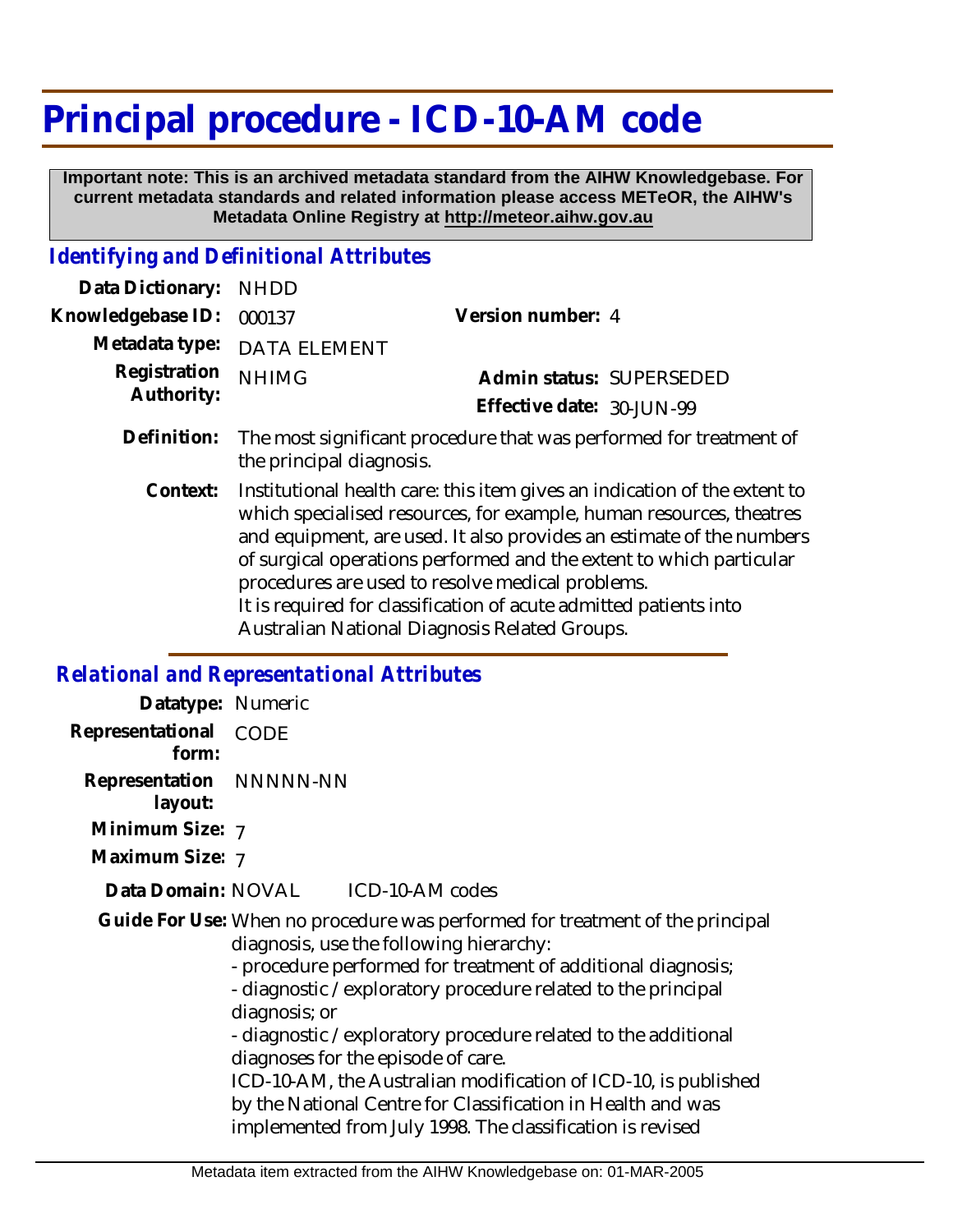# Principal procedure - ICD-10-AM code

**Important note: This is an archived metadata standard from the AIHW Knowledgebase. For current metadata standards and related information please access METeOR, the AIHW's Metadata Online Registry at http://meteor.aihw.gov.au**

## *Identifying and Definitional Attributes*

**Data Dictionary:** NHDD

**Knowledgebase ID:** 000137

**Version number:** 4

**Metadata type:** DATA ELEMENT

**Registration Authority:** NHIMG

**Admin status:** SUPERSEDED

**Effective date:** 30-JUN-99

**Definition:** The most significant procedure that was performed for treatment of the principal diagnosis.

**Context:** Institutional health care: this item gives an indication of the extent to which specialised resources, for example, human resources, theatres and equipment, are used. It also provides an estimate of the numbers of surgical operations performed and the extent to which particular procedures are used to resolve medical problems.
It is required for classification of acute admitted patients into Australian National Diagnosis Related Groups.

## *Relational and Representational Attributes*

**Datatype:** Numeric

**Representational form:** CODE

**Representation layout:** NNNNN-NN

**Minimum Size:** 7

**Maximum Size:** 7

**Data Domain:** NOVAL ICD-10-AM codes

**Guide For Use:** When no procedure was performed for treatment of the principal diagnosis, use the following hierarchy:
- procedure performed for treatment of additional diagnosis;
- diagnostic / exploratory procedure related to the principal diagnosis; or
- diagnostic / exploratory procedure related to the additional diagnoses for the episode of care.

ICD-10-AM, the Australian modification of ICD-10, is published by the National Centre for Classification in Health and was implemented from July 1998. The classification is revised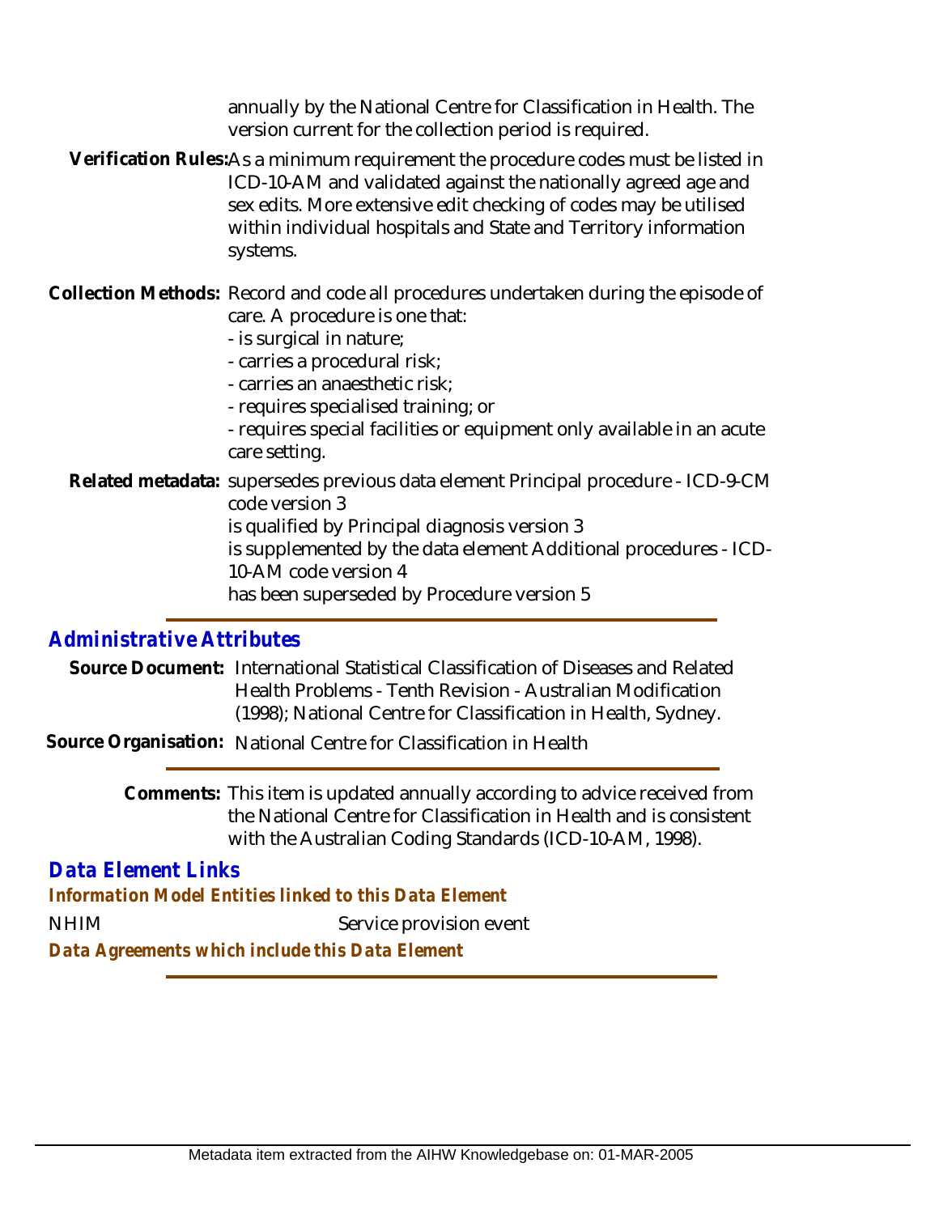annually by the National Centre for Classification in Health. The version current for the collection period is required.

**Verification Rules:** As a minimum requirement the procedure codes must be listed in ICD-10-AM and validated against the nationally agreed age and sex edits. More extensive edit checking of codes may be utilised within individual hospitals and State and Territory information systems.

**Collection Methods:** Record and code all procedures undertaken during the episode of care. A procedure is one that:
- is surgical in nature;
- carries a procedural risk;
- carries an anaesthetic risk;
- requires specialised training; or
- requires special facilities or equipment only available in an acute care setting.

**Related metadata:** supersedes previous data element Principal procedure - ICD-9-CM code version 3
is qualified by Principal diagnosis version 3
is supplemented by the data element Additional procedures - ICD-10-AM code version 4
has been superseded by Procedure version 5

## *Administrative Attributes*

**Source Document:** International Statistical Classification of Diseases and Related Health Problems - Tenth Revision - Australian Modification (1998); National Centre for Classification in Health, Sydney.

**Source Organisation:** National Centre for Classification in Health

**Comments:** This item is updated annually according to advice received from the National Centre for Classification in Health and is consistent with the Australian Coding Standards (ICD-10-AM, 1998).

## *Data Element Links*

### *Information Model Entities linked to this Data Element*

NHIM Service provision event

### *Data Agreements which include this Data Element*

Metadata item extracted from the AIHW Knowledgebase on: 01-MAR-2005